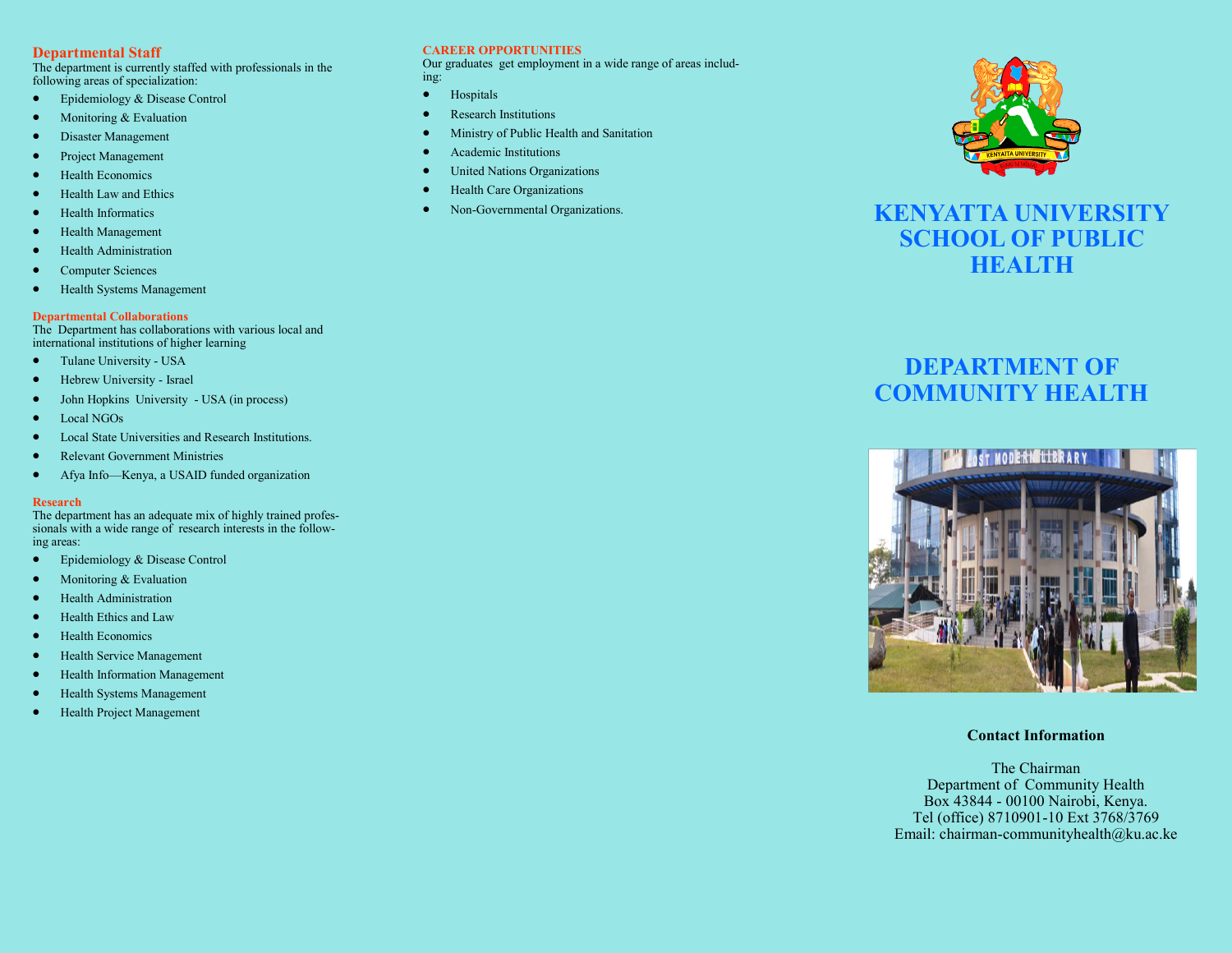## Departmental Staff

The department is currently staffed with professionals in the following areas of specialization:

- Epidemiology & Disease Control
- Monitoring & Evaluation
- Disaster Management
- Project Management
- Health Economics
- Health Law and Ethics
- Health Informatics
- Health Management
- Health Administration
- Computer Sciences
- Health Systems Management

### Departmental Collaborations

The Department has collaborations with various local and international institutions of higher learning

- Tulane University - USA
- Hebrew University - Israel
- John Hopkins University - USA (in process)
- Local NGOs
- Local State Universities and Research Institutions.
- Relevant Government Ministries
- Afya Info—Kenya, a USAID funded organization

### Research

The department has an adequate mix of highly trained professionals with a wide range of research interests in the following areas:

- Epidemiology & Disease Control
- Monitoring & Evaluation
- Health Administration
- Health Ethics and Law
- Health Economics
- Health Service Management
- Health Information Management
- Health Systems Management
- Health Project Management

### CAREER OPPORTUNITIES

Our graduates get employment in a wide range of areas including:

- Hospitals
- Research Institutions
- Ministry of Public Health and Sanitation
- Academic Institutions
- United Nations Organizations
- Health Care Organizations
- Non-Governmental Organizations.

# KENYATTA UNIVERSITY SCHOOL OF PUBLIC HEALTH

# DEPARTMENT OF COMMUNITY HEALTH

**Contact Information**

The Chairman
Department of Community Health
Box 43844 - 00100 Nairobi, Kenya.
Tel (office) 8710901-10 Ext 3768/3769
Email: chairman-communityhealth@ku.ac.ke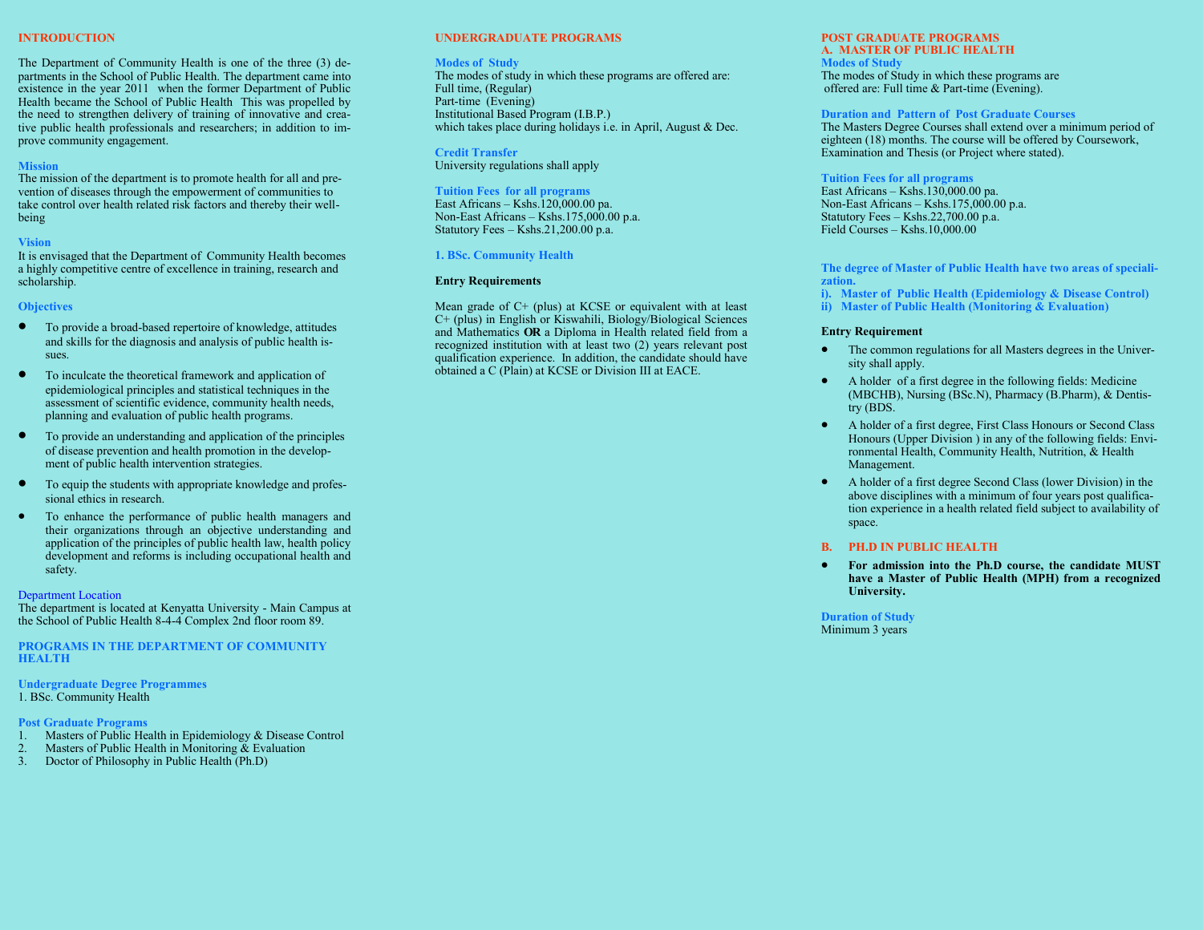## INTRODUCTION

The Department of Community Health is one of the three (3) departments in the School of Public Health. The department came into existence in the year 2011 when the former Department of Public Health became the School of Public Health This was propelled by the need to strengthen delivery of training of innovative and creative public health professionals and researchers; in addition to improve community engagement.

### Mission

The mission of the department is to promote health for all and prevention of diseases through the empowerment of communities to take control over health related risk factors and thereby their well-being

### Vision

It is envisaged that the Department of Community Health becomes a highly competitive centre of excellence in training, research and scholarship.

### Objectives

- To provide a broad-based repertoire of knowledge, attitudes and skills for the diagnosis and analysis of public health issues.
- To inculcate the theoretical framework and application of epidemiological principles and statistical techniques in the assessment of scientific evidence, community health needs, planning and evaluation of public health programs.
- To provide an understanding and application of the principles of disease prevention and health promotion in the development of public health intervention strategies.
- To equip the students with appropriate knowledge and professional ethics in research.
- To enhance the performance of public health managers and their organizations through an objective understanding and application of the principles of public health law, health policy development and reforms is including occupational health and safety.

### Department Location

The department is located at Kenyatta University - Main Campus at the School of Public Health 8-4-4 Complex 2nd floor room 89.

## PROGRAMS IN THE DEPARTMENT OF COMMUNITY HEALTH

### Undergraduate Degree Programmes

1. BSc. Community Health

### Post Graduate Programs

1. Masters of Public Health in Epidemiology & Disease Control
2. Masters of Public Health in Monitoring & Evaluation
3. Doctor of Philosophy in Public Health (Ph.D)

## UNDERGRADUATE PROGRAMS

### Modes of Study

The modes of study in which these programs are offered are:
Full time, (Regular)
Part-time (Evening)
Institutional Based Program (I.B.P.)
which takes place during holidays i.e. in April, August & Dec.

### Credit Transfer

University regulations shall apply

### Tuition Fees for all programs

East Africans – Kshs.120,000.00 pa.
Non-East Africans – Kshs.175,000.00 p.a.
Statutory Fees – Kshs.21,200.00 p.a.

### 1. BSc. Community Health

**Entry Requirements**

Mean grade of C+ (plus) at KCSE or equivalent with at least C+ (plus) in English or Kiswahili, Biology/Biological Sciences and Mathematics **OR** a Diploma in Health related field from a recognized institution with at least two (2) years relevant post qualification experience. In addition, the candidate should have obtained a C (Plain) at KCSE or Division III at EACE.

## POST GRADUATE PROGRAMS

### A. MASTER OF PUBLIC HEALTH

### Modes of Study

The modes of Study in which these programs are offered are: Full time & Part-time (Evening).

### Duration and Pattern of Post Graduate Courses

The Masters Degree Courses shall extend over a minimum period of eighteen (18) months. The course will be offered by Coursework, Examination and Thesis (or Project where stated).

### Tuition Fees for all programs

East Africans – Kshs.130,000.00 pa.
Non-East Africans – Kshs.175,000.00 p.a.
Statutory Fees – Kshs.22,700.00 p.a.
Field Courses – Kshs.10,000.00

**The degree of Master of Public Health have two areas of specialization.**

**i). Master of Public Health (Epidemiology & Disease Control)**
**ii) Master of Public Health (Monitoring & Evaluation)**

**Entry Requirement**

- The common regulations for all Masters degrees in the University shall apply.
- A holder of a first degree in the following fields: Medicine (MBCHB), Nursing (BSc.N), Pharmacy (B.Pharm), & Dentistry (BDS.
- A holder of a first degree, First Class Honours or Second Class Honours (Upper Division ) in any of the following fields: Environmental Health, Community Health, Nutrition, & Health Management.
- A holder of a first degree Second Class (lower Division) in the above disciplines with a minimum of four years post qualification experience in a health related field subject to availability of space.

### B. PH.D IN PUBLIC HEALTH

- **For admission into the Ph.D course, the candidate MUST have a Master of Public Health (MPH) from a recognized University.**

### Duration of Study

Minimum 3 years